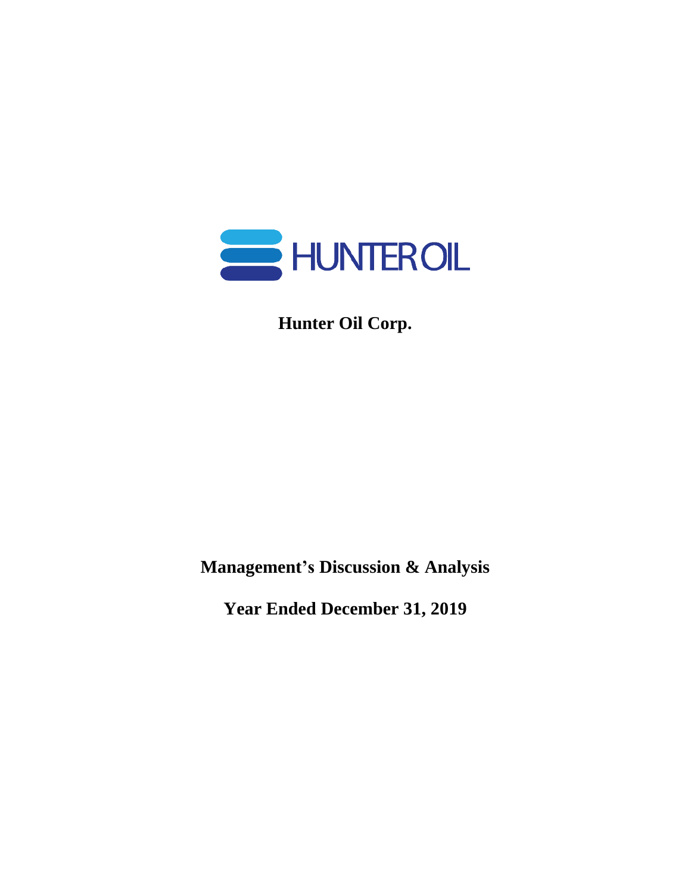HUNTER OIL

# Hunter Oil Corp.

## Management's Discussion & Analysis

## Year Ended December 31, 2019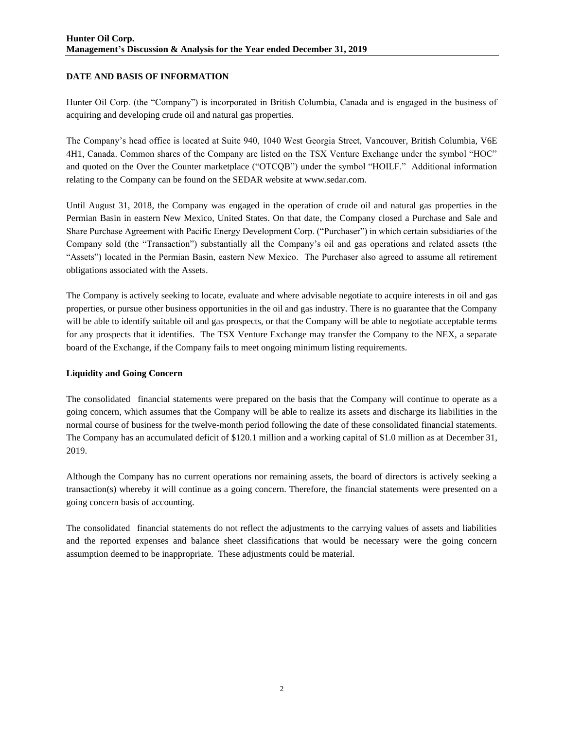## DATE AND BASIS OF INFORMATION

Hunter Oil Corp. (the "Company") is incorporated in British Columbia, Canada and is engaged in the business of acquiring and developing crude oil and natural gas properties.

The Company's head office is located at Suite 940, 1040 West Georgia Street, Vancouver, British Columbia, V6E 4H1, Canada. Common shares of the Company are listed on the TSX Venture Exchange under the symbol "HOC" and quoted on the Over the Counter marketplace ("OTCQB") under the symbol "HOILF." Additional information relating to the Company can be found on the SEDAR website at www.sedar.com.

Until August 31, 2018, the Company was engaged in the operation of crude oil and natural gas properties in the Permian Basin in eastern New Mexico, United States. On that date, the Company closed a Purchase and Sale and Share Purchase Agreement with Pacific Energy Development Corp. ("Purchaser") in which certain subsidiaries of the Company sold (the "Transaction") substantially all the Company's oil and gas operations and related assets (the "Assets") located in the Permian Basin, eastern New Mexico. The Purchaser also agreed to assume all retirement obligations associated with the Assets.

The Company is actively seeking to locate, evaluate and where advisable negotiate to acquire interests in oil and gas properties, or pursue other business opportunities in the oil and gas industry. There is no guarantee that the Company will be able to identify suitable oil and gas prospects, or that the Company will be able to negotiate acceptable terms for any prospects that it identifies. The TSX Venture Exchange may transfer the Company to the NEX, a separate board of the Exchange, if the Company fails to meet ongoing minimum listing requirements.

### Liquidity and Going Concern

The consolidated financial statements were prepared on the basis that the Company will continue to operate as a going concern, which assumes that the Company will be able to realize its assets and discharge its liabilities in the normal course of business for the twelve-month period following the date of these consolidated financial statements. The Company has an accumulated deficit of $120.1 million and a working capital of $1.0 million as at December 31, 2019.

Although the Company has no current operations nor remaining assets, the board of directors is actively seeking a transaction(s) whereby it will continue as a going concern. Therefore, the financial statements were presented on a going concern basis of accounting.

The consolidated financial statements do not reflect the adjustments to the carrying values of assets and liabilities and the reported expenses and balance sheet classifications that would be necessary were the going concern assumption deemed to be inappropriate. These adjustments could be material.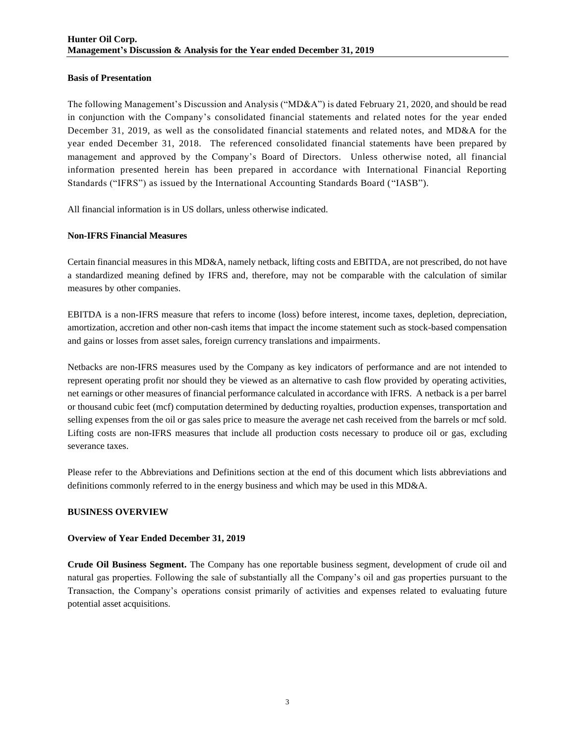**Basis of Presentation**

The following Management's Discussion and Analysis ("MD&A") is dated February 21, 2020, and should be read in conjunction with the Company's consolidated financial statements and related notes for the year ended December 31, 2019, as well as the consolidated financial statements and related notes, and MD&A for the year ended December 31, 2018. The referenced consolidated financial statements have been prepared by management and approved by the Company's Board of Directors. Unless otherwise noted, all financial information presented herein has been prepared in accordance with International Financial Reporting Standards ("IFRS") as issued by the International Accounting Standards Board ("IASB").

All financial information is in US dollars, unless otherwise indicated.

**Non-IFRS Financial Measures**

Certain financial measures in this MD&A, namely netback, lifting costs and EBITDA, are not prescribed, do not have a standardized meaning defined by IFRS and, therefore, may not be comparable with the calculation of similar measures by other companies.

EBITDA is a non-IFRS measure that refers to income (loss) before interest, income taxes, depletion, depreciation, amortization, accretion and other non-cash items that impact the income statement such as stock-based compensation and gains or losses from asset sales, foreign currency translations and impairments.

Netbacks are non-IFRS measures used by the Company as key indicators of performance and are not intended to represent operating profit nor should they be viewed as an alternative to cash flow provided by operating activities, net earnings or other measures of financial performance calculated in accordance with IFRS. A netback is a per barrel or thousand cubic feet (mcf) computation determined by deducting royalties, production expenses, transportation and selling expenses from the oil or gas sales price to measure the average net cash received from the barrels or mcf sold. Lifting costs are non-IFRS measures that include all production costs necessary to produce oil or gas, excluding severance taxes.

Please refer to the Abbreviations and Definitions section at the end of this document which lists abbreviations and definitions commonly referred to in the energy business and which may be used in this MD&A.

## BUSINESS OVERVIEW

**Overview of Year Ended December 31, 2019**

**Crude Oil Business Segment.** The Company has one reportable business segment, development of crude oil and natural gas properties. Following the sale of substantially all the Company's oil and gas properties pursuant to the Transaction, the Company's operations consist primarily of activities and expenses related to evaluating future potential asset acquisitions.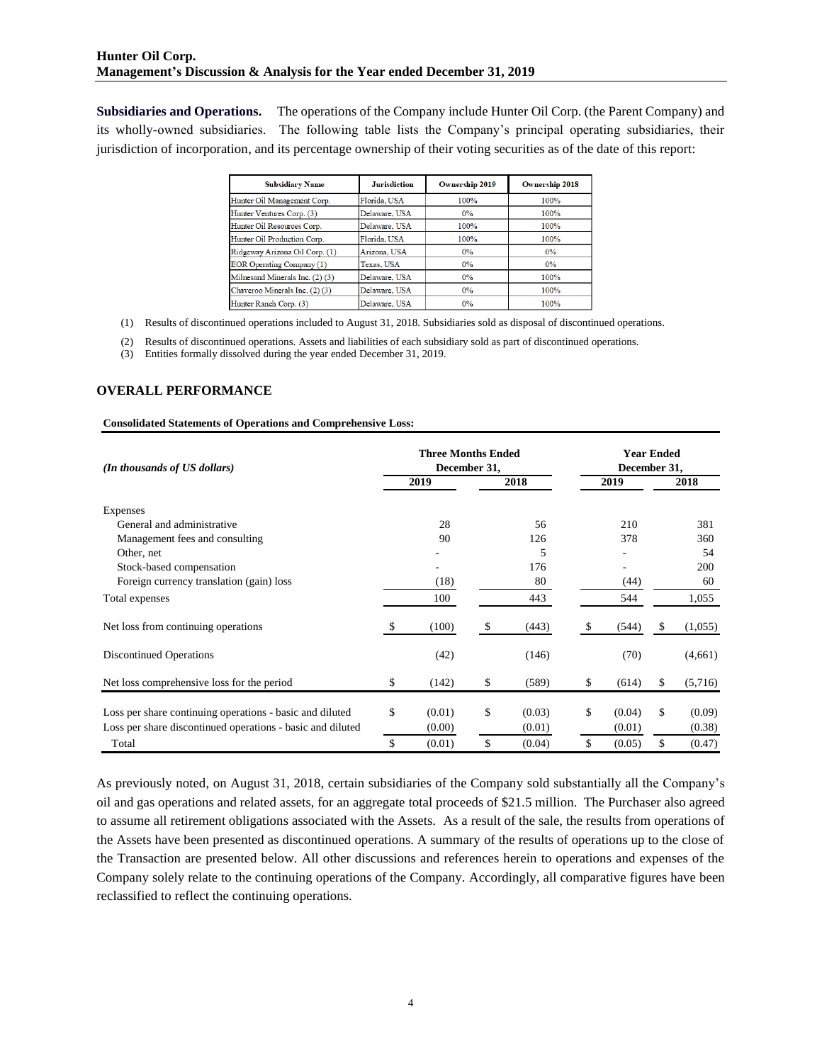**Subsidiaries and Operations.** The operations of the Company include Hunter Oil Corp. (the Parent Company) and its wholly-owned subsidiaries. The following table lists the Company's principal operating subsidiaries, their jurisdiction of incorporation, and its percentage ownership of their voting securities as of the date of this report:

| Subsidiary Name | Jurisdiction | Ownership 2019 | Ownership 2018 |
|---|---|---|---|
| Hunter Oil Management Corp. | Florida, USA | 100% | 100% |
| Hunter Ventures Corp. (3) | Delaware, USA | 0% | 100% |
| Hunter Oil Resources Corp. | Delaware, USA | 100% | 100% |
| Hunter Oil Production Corp. | Florida, USA | 100% | 100% |
| Ridgeway Arizona Oil Corp. (1) | Arizona, USA | 0% | 0% |
| EOR Operating Company (1) | Texas, USA | 0% | 0% |
| Milnesand Minerals Inc. (2) (3) | Delaware, USA | 0% | 100% |
| Chaveroo Minerals Inc. (2) (3) | Delaware, USA | 0% | 100% |
| Hunter Ranch Corp. (3) | Delaware, USA | 0% | 100% |

(1) Results of discontinued operations included to August 31, 2018. Subsidiaries sold as disposal of discontinued operations.

(2) Results of discontinued operations. Assets and liabilities of each subsidiary sold as part of discontinued operations.

(3) Entities formally dissolved during the year ended December 31, 2019.

## OVERALL PERFORMANCE

**Consolidated Statements of Operations and Comprehensive Loss:**

| *(In thousands of US dollars)* | Three Months Ended December 31, 2019 | Three Months Ended December 31, 2018 | Year Ended December 31, 2019 | Year Ended December 31, 2018 |
|---|---|---|---|---|
| Expenses | | | | |
| General and administrative | 28 | 56 | 210 | 381 |
| Management fees and consulting | 90 | 126 | 378 | 360 |
| Other, net | - | 5 | - | 54 |
| Stock-based compensation | - | 176 | - | 200 |
| Foreign currency translation (gain) loss | (18) | 80 | (44) | 60 |
| Total expenses | 100 | 443 | 544 | 1,055 |
| Net loss from continuing operations | $ (100) | $ (443) | $ (544) | $ (1,055) |
| Discontinued Operations | (42) | (146) | (70) | (4,661) |
| Net loss comprehensive loss for the period | $ (142) | $ (589) | $ (614) | $ (5,716) |
| Loss per share continuing operations - basic and diluted | $ (0.01) | $ (0.03) | $ (0.04) | $ (0.09) |
| Loss per share discontinued operations - basic and diluted | (0.00) | (0.01) | (0.01) | (0.38) |
| Total | $ (0.01) | $ (0.04) | $ (0.05) | $ (0.47) |

As previously noted, on August 31, 2018, certain subsidiaries of the Company sold substantially all the Company's oil and gas operations and related assets, for an aggregate total proceeds of $21.5 million. The Purchaser also agreed to assume all retirement obligations associated with the Assets. As a result of the sale, the results from operations of the Assets have been presented as discontinued operations. A summary of the results of operations up to the close of the Transaction are presented below. All other discussions and references herein to operations and expenses of the Company solely relate to the continuing operations of the Company. Accordingly, all comparative figures have been reclassified to reflect the continuing operations.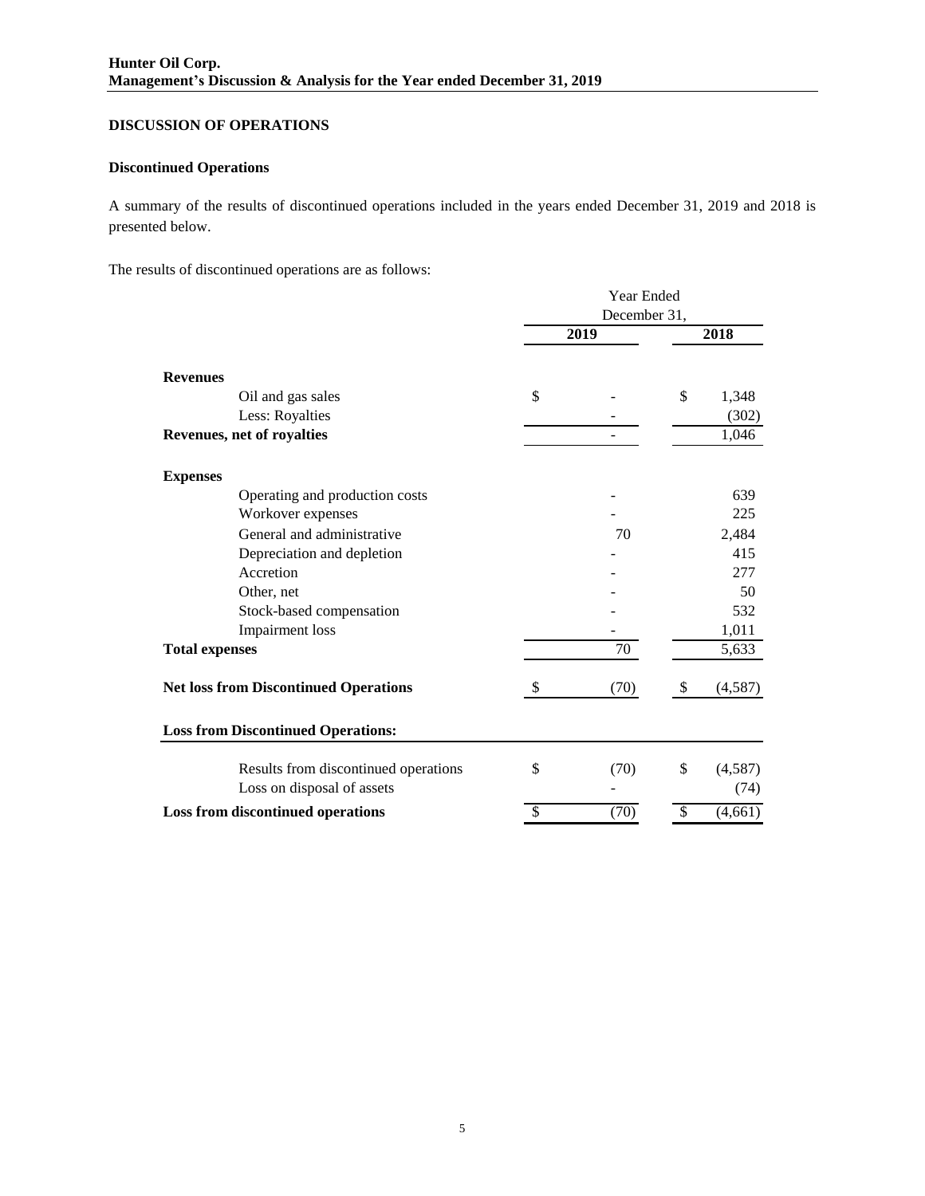## DISCUSSION OF OPERATIONS

### Discontinued Operations

A summary of the results of discontinued operations included in the years ended December 31, 2019 and 2018 is presented below.

The results of discontinued operations are as follows:

| | Year Ended December 31, 2019 | Year Ended December 31, 2018 |
|---|---|---|
| **Revenues** | | |
| Oil and gas sales | $ - | $ 1,348 |
| Less: Royalties | - | (302) |
| **Revenues, net of royalties** | - | 1,046 |
| **Expenses** | | |
| Operating and production costs | - | 639 |
| Workover expenses | - | 225 |
| General and administrative | 70 | 2,484 |
| Depreciation and depletion | - | 415 |
| Accretion | - | 277 |
| Other, net | - | 50 |
| Stock-based compensation | - | 532 |
| Impairment loss | - | 1,011 |
| **Total expenses** | 70 | 5,633 |
| **Net loss from Discontinued Operations** | $ (70) | $ (4,587) |
| **Loss from Discontinued Operations:** | | |
| Results from discontinued operations | $ (70) | $ (4,587) |
| Loss on disposal of assets | - | (74) |
| **Loss from discontinued operations** | $ (70) | $ (4,661) |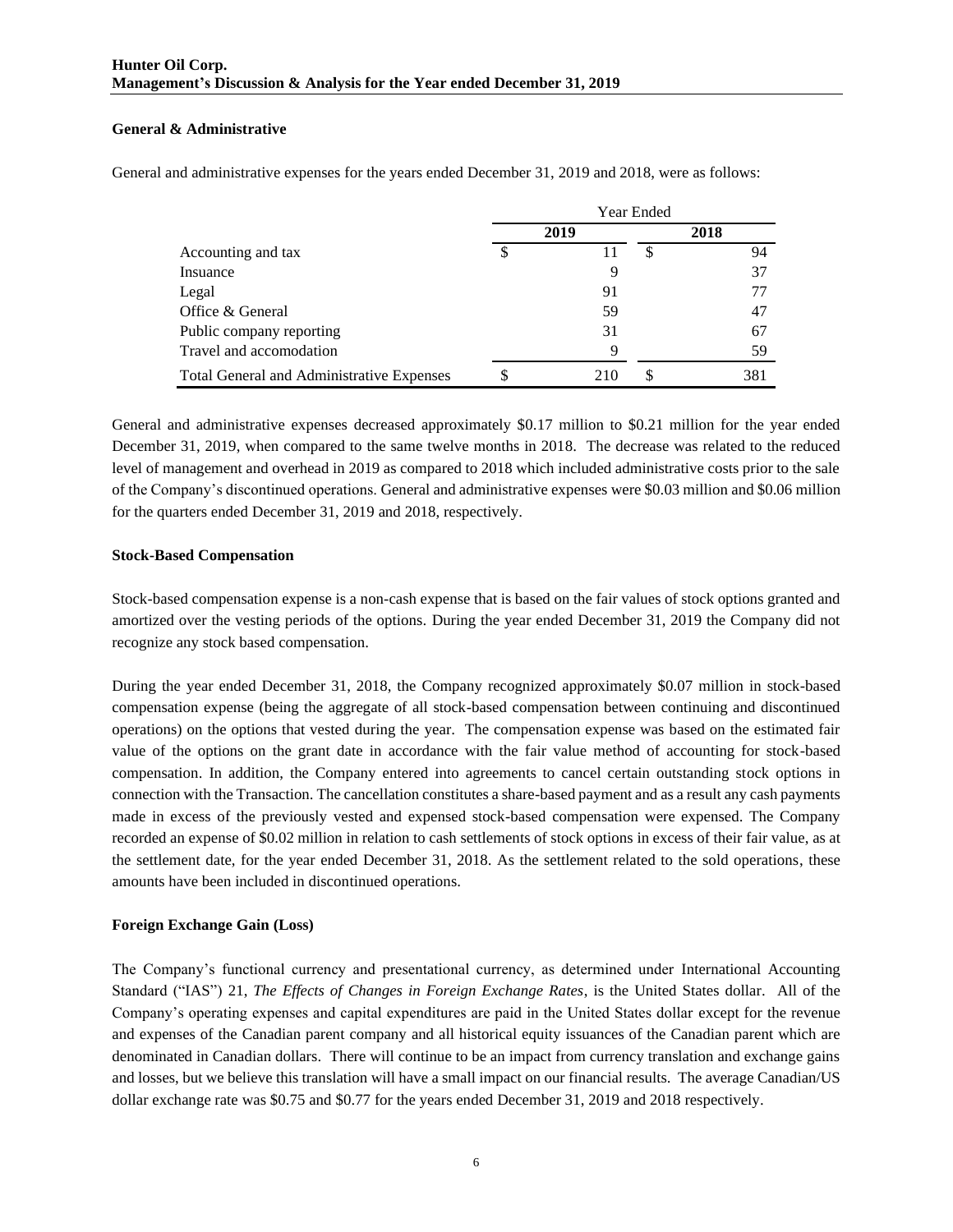### General & Administrative

General and administrative expenses for the years ended December 31, 2019 and 2018, were as follows:

| | Year Ended | |
|---|---|---|
| | 2019 | 2018 |
| Accounting and tax | $ 11 | $ 94 |
| Insuance | 9 | 37 |
| Legal | 91 | 77 |
| Office & General | 59 | 47 |
| Public company reporting | 31 | 67 |
| Travel and accomodation | 9 | 59 |
| Total General and Administrative Expenses | $ 210 | $ 381 |

General and administrative expenses decreased approximately $0.17 million to $0.21 million for the year ended December 31, 2019, when compared to the same twelve months in 2018. The decrease was related to the reduced level of management and overhead in 2019 as compared to 2018 which included administrative costs prior to the sale of the Company's discontinued operations. General and administrative expenses were $0.03 million and $0.06 million for the quarters ended December 31, 2019 and 2018, respectively.

### Stock-Based Compensation

Stock-based compensation expense is a non-cash expense that is based on the fair values of stock options granted and amortized over the vesting periods of the options. During the year ended December 31, 2019 the Company did not recognize any stock based compensation.

During the year ended December 31, 2018, the Company recognized approximately $0.07 million in stock-based compensation expense (being the aggregate of all stock-based compensation between continuing and discontinued operations) on the options that vested during the year. The compensation expense was based on the estimated fair value of the options on the grant date in accordance with the fair value method of accounting for stock-based compensation. In addition, the Company entered into agreements to cancel certain outstanding stock options in connection with the Transaction. The cancellation constitutes a share-based payment and as a result any cash payments made in excess of the previously vested and expensed stock-based compensation were expensed. The Company recorded an expense of $0.02 million in relation to cash settlements of stock options in excess of their fair value, as at the settlement date, for the year ended December 31, 2018. As the settlement related to the sold operations, these amounts have been included in discontinued operations.

### Foreign Exchange Gain (Loss)

The Company's functional currency and presentational currency, as determined under International Accounting Standard ("IAS") 21, *The Effects of Changes in Foreign Exchange Rates*, is the United States dollar. All of the Company's operating expenses and capital expenditures are paid in the United States dollar except for the revenue and expenses of the Canadian parent company and all historical equity issuances of the Canadian parent which are denominated in Canadian dollars. There will continue to be an impact from currency translation and exchange gains and losses, but we believe this translation will have a small impact on our financial results. The average Canadian/US dollar exchange rate was $0.75 and $0.77 for the years ended December 31, 2019 and 2018 respectively.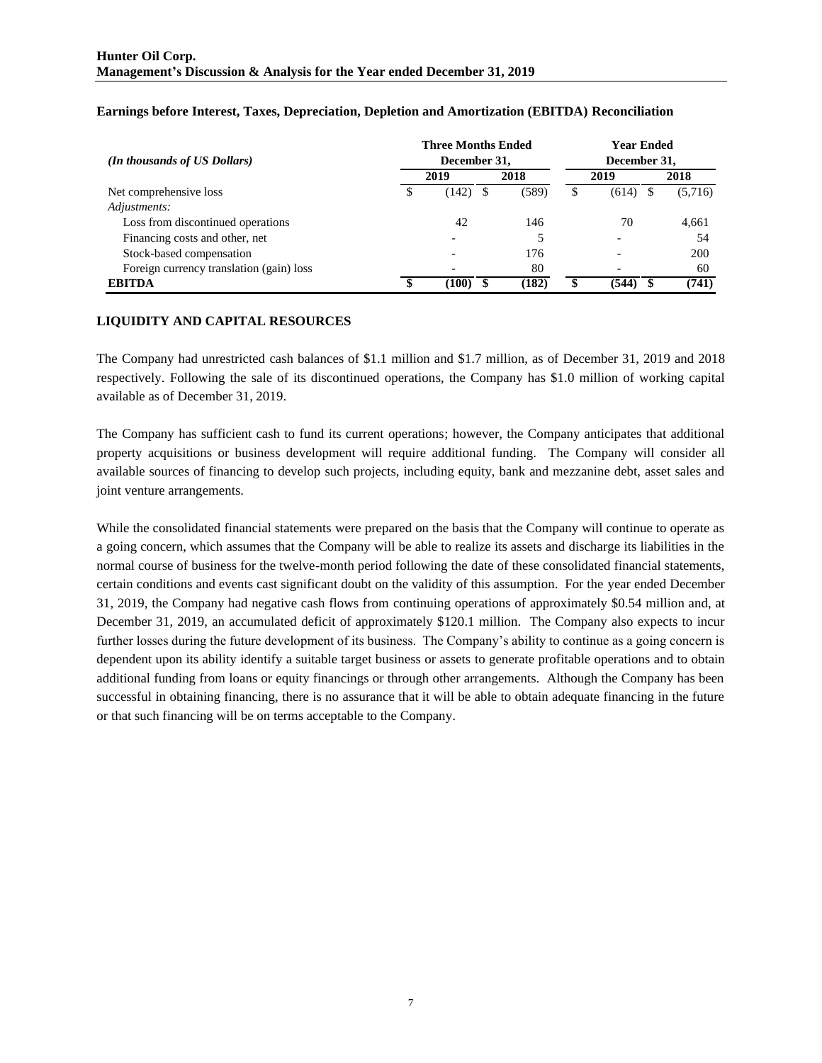### Earnings before Interest, Taxes, Depreciation, Depletion and Amortization (EBITDA) Reconciliation

| *(In thousands of US Dollars)* | Three Months Ended December 31, | | Year Ended December 31, | |
|---|---|---|---|---|
| | 2019 | 2018 | 2019 | 2018 |
| Net comprehensive loss | $ (142) | $ (589) | $ (614) | $ (5,716) |
| *Adjustments:* | | | | |
| Loss from discontinued operations | 42 | 146 | 70 | 4,661 |
| Financing costs and other, net | - | 5 | - | 54 |
| Stock-based compensation | - | 176 | - | 200 |
| Foreign currency translation (gain) loss | - | 80 | - | 60 |
| **EBITDA** | **$ (100)** | **$ (182)** | **$ (544)** | **$ (741)** |

## LIQUIDITY AND CAPITAL RESOURCES

The Company had unrestricted cash balances of $1.1 million and $1.7 million, as of December 31, 2019 and 2018 respectively. Following the sale of its discontinued operations, the Company has $1.0 million of working capital available as of December 31, 2019.

The Company has sufficient cash to fund its current operations; however, the Company anticipates that additional property acquisitions or business development will require additional funding. The Company will consider all available sources of financing to develop such projects, including equity, bank and mezzanine debt, asset sales and joint venture arrangements.

While the consolidated financial statements were prepared on the basis that the Company will continue to operate as a going concern, which assumes that the Company will be able to realize its assets and discharge its liabilities in the normal course of business for the twelve-month period following the date of these consolidated financial statements, certain conditions and events cast significant doubt on the validity of this assumption. For the year ended December 31, 2019, the Company had negative cash flows from continuing operations of approximately $0.54 million and, at December 31, 2019, an accumulated deficit of approximately $120.1 million. The Company also expects to incur further losses during the future development of its business. The Company's ability to continue as a going concern is dependent upon its ability identify a suitable target business or assets to generate profitable operations and to obtain additional funding from loans or equity financings or through other arrangements. Although the Company has been successful in obtaining financing, there is no assurance that it will be able to obtain adequate financing in the future or that such financing will be on terms acceptable to the Company.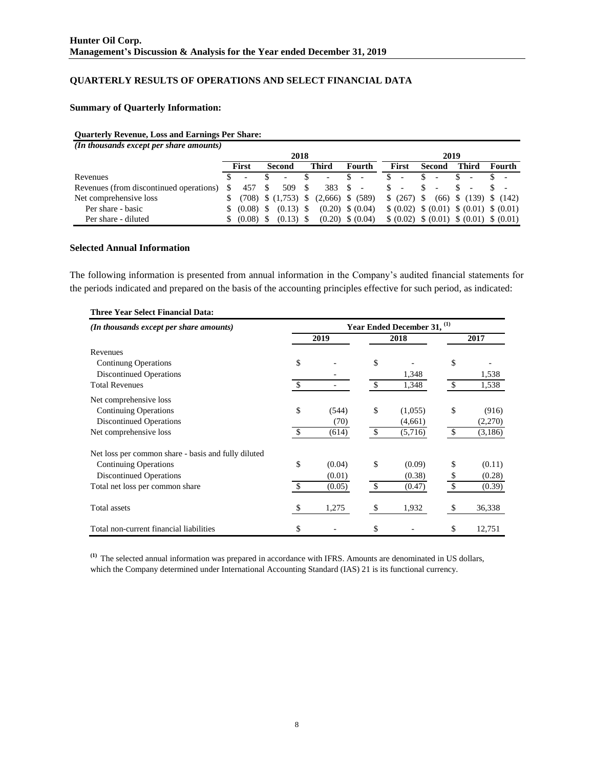## QUARTERLY RESULTS OF OPERATIONS AND SELECT FINANCIAL DATA

### Summary of Quarterly Information:

**Quarterly Revenue, Loss and Earnings Per Share:**

*(In thousands except per share amounts)*

| | 2018 | | | | 2019 | | | |
|---|---|---|---|---|---|---|---|---|
| | First | Second | Third | Fourth | First | Second | Third | Fourth |
| Revenues | $ - | $ - | $ - | $ - | $ - | $ - | $ - | $ - |
| Revenues (from discontinued operations) | $ 457 | $ 509 | $ 383 | $ - | $ - | $ - | $ - | $ - |
| Net comprehensive loss | $ (708) | $ (1,753) | $ (2,666) | $ (589) | $ (267) | $ (66) | $ (139) | $ (142) |
| Per share - basic | $ (0.08) | $ (0.13) | $ (0.20) | $ (0.04) | $ (0.02) | $ (0.01) | $ (0.01) | $ (0.01) |
| Per share - diluted | $ (0.08) | $ (0.13) | $ (0.20) | $ (0.04) | $ (0.02) | $ (0.01) | $ (0.01) | $ (0.01) |

### Selected Annual Information

The following information is presented from annual information in the Company's audited financial statements for the periods indicated and prepared on the basis of the accounting principles effective for such period, as indicated:

**Three Year Select Financial Data:**

| *(In thousands except per share amounts)* | Year Ended December 31, [1] | | |
|---|---|---|---|
| | 2019 | 2018 | 2017 |
| Revenues | | | |
| Continung Operations | $ - | $ - | $ - |
| Discontinued Operations | - | 1,348 | 1,538 |
| Total Revenues | $ - | $ 1,348 | $ 1,538 |
| Net comprehensive loss | | | |
| Continuing Operations | $ (544) | $ (1,055) | $ (916) |
| Discontinued Operations | (70) | (4,661) | (2,270) |
| Net comprehensive loss | $ (614) | $ (5,716) | $ (3,186) |
| Net loss per common share - basis and fully diluted | | | |
| Continuing Operations | $ (0.04) | $ (0.09) | $ (0.11) |
| Discontinued Operations | (0.01) | (0.38) | $ (0.28) |
| Total net loss per common share | $ (0.05) | $ (0.47) | $ (0.39) |
| Total assets | $ 1,275 | $ 1,932 | $ 36,338 |
| Total non-current financial liabilities | $ - | $ - | $ 12,751 |

[1] The selected annual information was prepared in accordance with IFRS. Amounts are denominated in US dollars, which the Company determined under International Accounting Standard (IAS) 21 is its functional currency.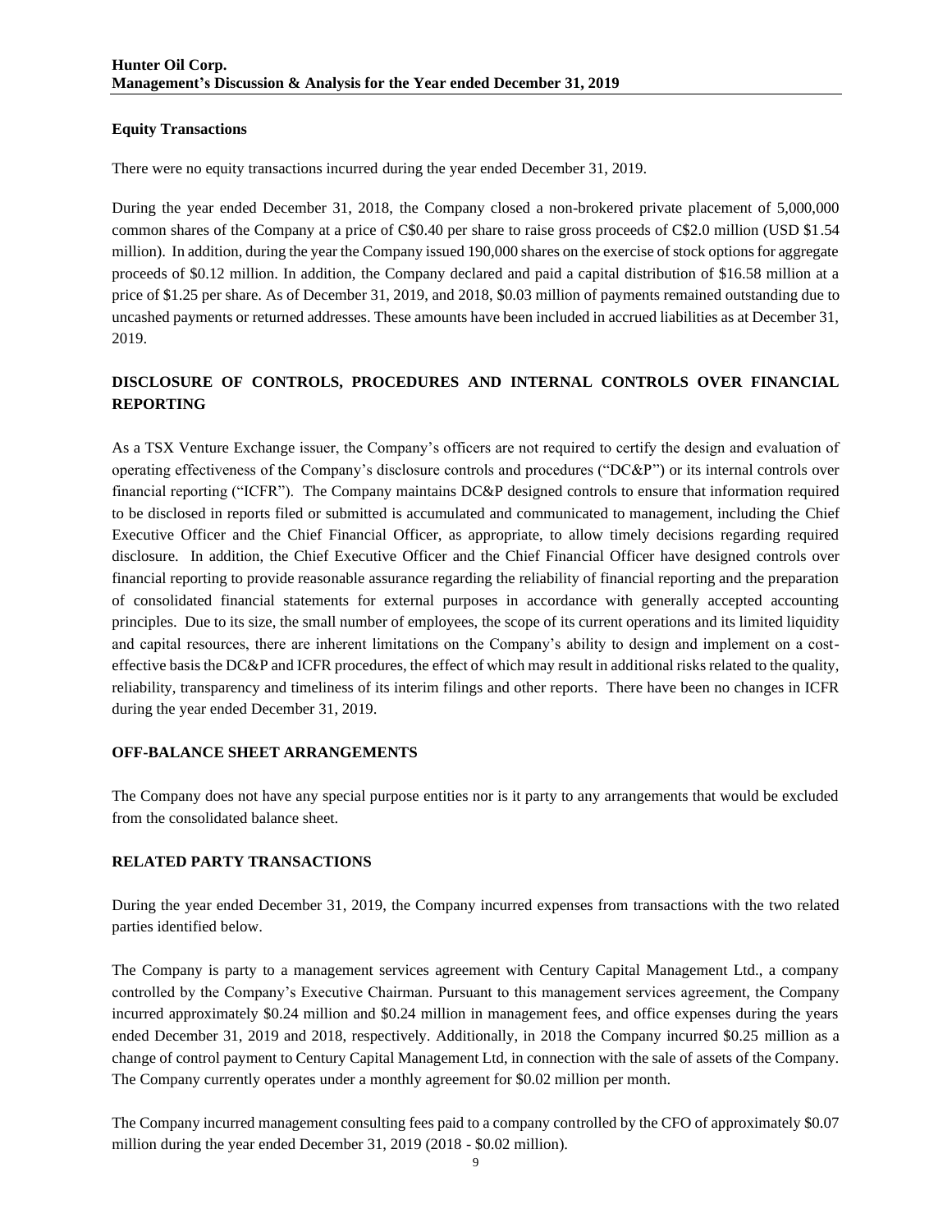**Equity Transactions**

There were no equity transactions incurred during the year ended December 31, 2019.

During the year ended December 31, 2018, the Company closed a non-brokered private placement of 5,000,000 common shares of the Company at a price of C$0.40 per share to raise gross proceeds of C$2.0 million (USD $1.54 million). In addition, during the year the Company issued 190,000 shares on the exercise of stock options for aggregate proceeds of $0.12 million. In addition, the Company declared and paid a capital distribution of $16.58 million at a price of $1.25 per share. As of December 31, 2019, and 2018, $0.03 million of payments remained outstanding due to uncashed payments or returned addresses. These amounts have been included in accrued liabilities as at December 31, 2019.

## DISCLOSURE OF CONTROLS, PROCEDURES AND INTERNAL CONTROLS OVER FINANCIAL REPORTING

As a TSX Venture Exchange issuer, the Company's officers are not required to certify the design and evaluation of operating effectiveness of the Company's disclosure controls and procedures ("DC&P") or its internal controls over financial reporting ("ICFR"). The Company maintains DC&P designed controls to ensure that information required to be disclosed in reports filed or submitted is accumulated and communicated to management, including the Chief Executive Officer and the Chief Financial Officer, as appropriate, to allow timely decisions regarding required disclosure. In addition, the Chief Executive Officer and the Chief Financial Officer have designed controls over financial reporting to provide reasonable assurance regarding the reliability of financial reporting and the preparation of consolidated financial statements for external purposes in accordance with generally accepted accounting principles. Due to its size, the small number of employees, the scope of its current operations and its limited liquidity and capital resources, there are inherent limitations on the Company's ability to design and implement on a cost-effective basis the DC&P and ICFR procedures, the effect of which may result in additional risks related to the quality, reliability, transparency and timeliness of its interim filings and other reports. There have been no changes in ICFR during the year ended December 31, 2019.

## OFF-BALANCE SHEET ARRANGEMENTS

The Company does not have any special purpose entities nor is it party to any arrangements that would be excluded from the consolidated balance sheet.

## RELATED PARTY TRANSACTIONS

During the year ended December 31, 2019, the Company incurred expenses from transactions with the two related parties identified below.

The Company is party to a management services agreement with Century Capital Management Ltd., a company controlled by the Company's Executive Chairman. Pursuant to this management services agreement, the Company incurred approximately $0.24 million and $0.24 million in management fees, and office expenses during the years ended December 31, 2019 and 2018, respectively. Additionally, in 2018 the Company incurred $0.25 million as a change of control payment to Century Capital Management Ltd, in connection with the sale of assets of the Company. The Company currently operates under a monthly agreement for $0.02 million per month.

The Company incurred management consulting fees paid to a company controlled by the CFO of approximately $0.07 million during the year ended December 31, 2019 (2018 - $0.02 million).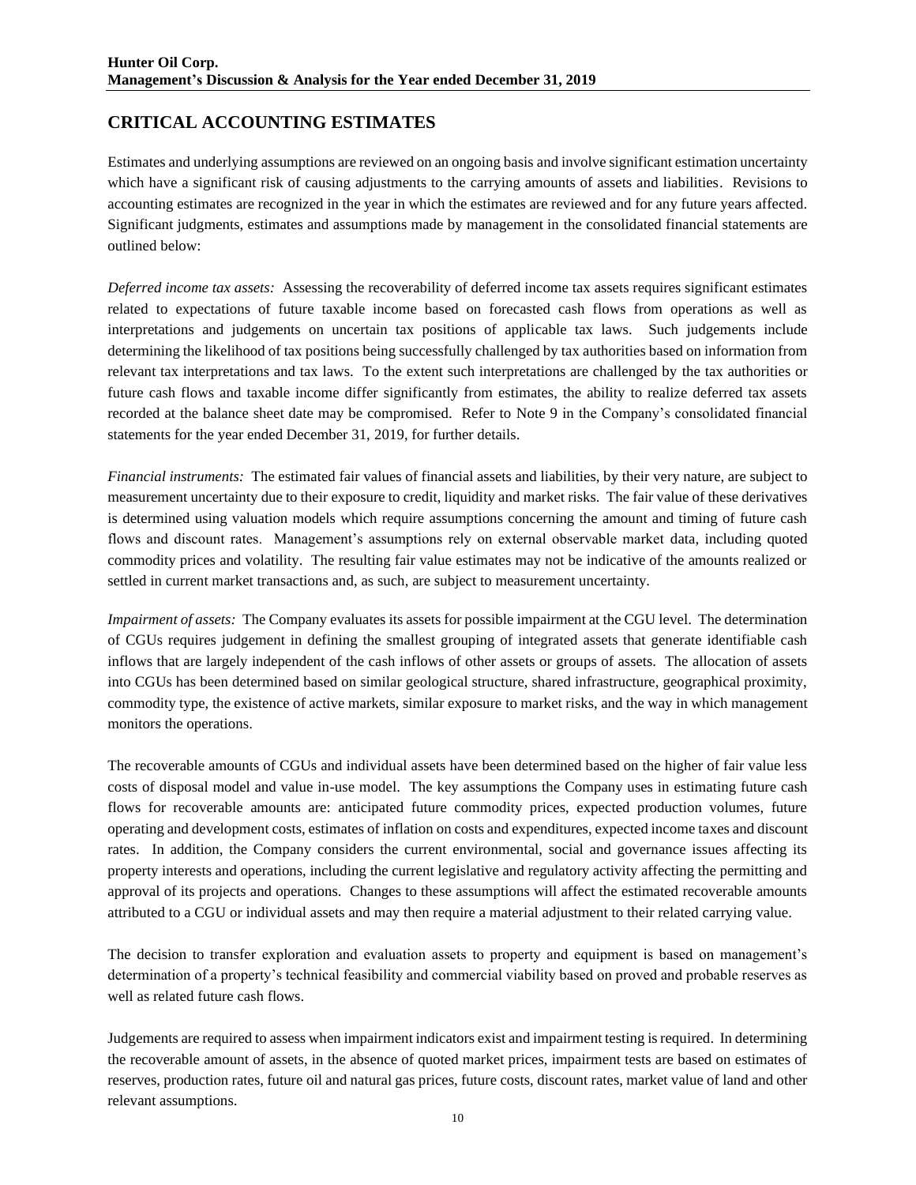## CRITICAL ACCOUNTING ESTIMATES

Estimates and underlying assumptions are reviewed on an ongoing basis and involve significant estimation uncertainty which have a significant risk of causing adjustments to the carrying amounts of assets and liabilities. Revisions to accounting estimates are recognized in the year in which the estimates are reviewed and for any future years affected. Significant judgments, estimates and assumptions made by management in the consolidated financial statements are outlined below:

*Deferred income tax assets:* Assessing the recoverability of deferred income tax assets requires significant estimates related to expectations of future taxable income based on forecasted cash flows from operations as well as interpretations and judgements on uncertain tax positions of applicable tax laws. Such judgements include determining the likelihood of tax positions being successfully challenged by tax authorities based on information from relevant tax interpretations and tax laws. To the extent such interpretations are challenged by the tax authorities or future cash flows and taxable income differ significantly from estimates, the ability to realize deferred tax assets recorded at the balance sheet date may be compromised. Refer to Note 9 in the Company's consolidated financial statements for the year ended December 31, 2019, for further details.

*Financial instruments:* The estimated fair values of financial assets and liabilities, by their very nature, are subject to measurement uncertainty due to their exposure to credit, liquidity and market risks. The fair value of these derivatives is determined using valuation models which require assumptions concerning the amount and timing of future cash flows and discount rates. Management's assumptions rely on external observable market data, including quoted commodity prices and volatility. The resulting fair value estimates may not be indicative of the amounts realized or settled in current market transactions and, as such, are subject to measurement uncertainty.

*Impairment of assets:* The Company evaluates its assets for possible impairment at the CGU level. The determination of CGUs requires judgement in defining the smallest grouping of integrated assets that generate identifiable cash inflows that are largely independent of the cash inflows of other assets or groups of assets. The allocation of assets into CGUs has been determined based on similar geological structure, shared infrastructure, geographical proximity, commodity type, the existence of active markets, similar exposure to market risks, and the way in which management monitors the operations.

The recoverable amounts of CGUs and individual assets have been determined based on the higher of fair value less costs of disposal model and value in-use model. The key assumptions the Company uses in estimating future cash flows for recoverable amounts are: anticipated future commodity prices, expected production volumes, future operating and development costs, estimates of inflation on costs and expenditures, expected income taxes and discount rates. In addition, the Company considers the current environmental, social and governance issues affecting its property interests and operations, including the current legislative and regulatory activity affecting the permitting and approval of its projects and operations. Changes to these assumptions will affect the estimated recoverable amounts attributed to a CGU or individual assets and may then require a material adjustment to their related carrying value.

The decision to transfer exploration and evaluation assets to property and equipment is based on management's determination of a property's technical feasibility and commercial viability based on proved and probable reserves as well as related future cash flows.

Judgements are required to assess when impairment indicators exist and impairment testing is required. In determining the recoverable amount of assets, in the absence of quoted market prices, impairment tests are based on estimates of reserves, production rates, future oil and natural gas prices, future costs, discount rates, market value of land and other relevant assumptions.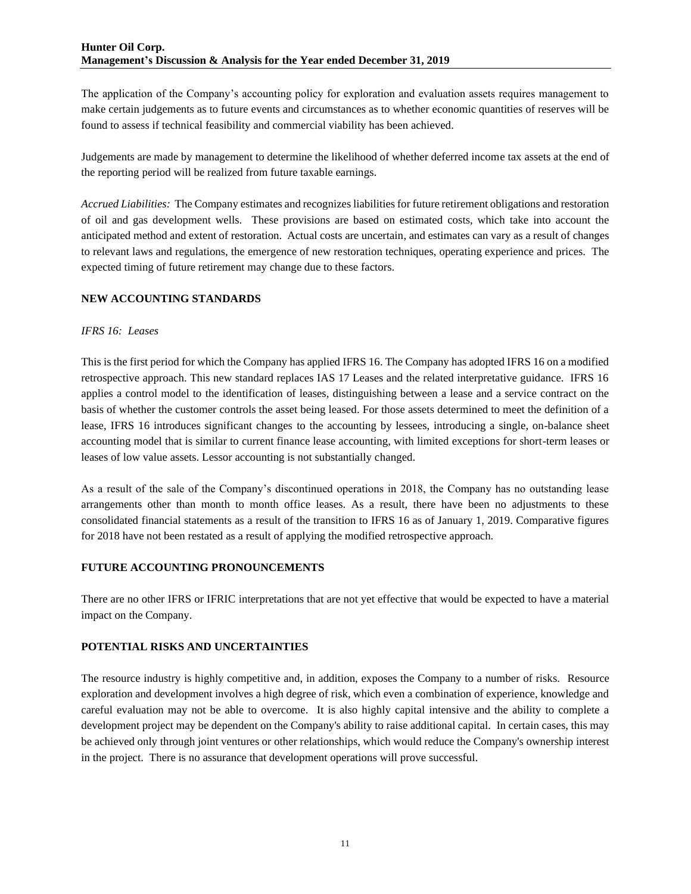The application of the Company's accounting policy for exploration and evaluation assets requires management to make certain judgements as to future events and circumstances as to whether economic quantities of reserves will be found to assess if technical feasibility and commercial viability has been achieved.

Judgements are made by management to determine the likelihood of whether deferred income tax assets at the end of the reporting period will be realized from future taxable earnings.

*Accrued Liabilities:* The Company estimates and recognizes liabilities for future retirement obligations and restoration of oil and gas development wells. These provisions are based on estimated costs, which take into account the anticipated method and extent of restoration. Actual costs are uncertain, and estimates can vary as a result of changes to relevant laws and regulations, the emergence of new restoration techniques, operating experience and prices. The expected timing of future retirement may change due to these factors.

## NEW ACCOUNTING STANDARDS

*IFRS 16: Leases*

This is the first period for which the Company has applied IFRS 16. The Company has adopted IFRS 16 on a modified retrospective approach. This new standard replaces IAS 17 Leases and the related interpretative guidance. IFRS 16 applies a control model to the identification of leases, distinguishing between a lease and a service contract on the basis of whether the customer controls the asset being leased. For those assets determined to meet the definition of a lease, IFRS 16 introduces significant changes to the accounting by lessees, introducing a single, on-balance sheet accounting model that is similar to current finance lease accounting, with limited exceptions for short-term leases or leases of low value assets. Lessor accounting is not substantially changed.

As a result of the sale of the Company's discontinued operations in 2018, the Company has no outstanding lease arrangements other than month to month office leases. As a result, there have been no adjustments to these consolidated financial statements as a result of the transition to IFRS 16 as of January 1, 2019. Comparative figures for 2018 have not been restated as a result of applying the modified retrospective approach.

## FUTURE ACCOUNTING PRONOUNCEMENTS

There are no other IFRS or IFRIC interpretations that are not yet effective that would be expected to have a material impact on the Company.

## POTENTIAL RISKS AND UNCERTAINTIES

The resource industry is highly competitive and, in addition, exposes the Company to a number of risks. Resource exploration and development involves a high degree of risk, which even a combination of experience, knowledge and careful evaluation may not be able to overcome. It is also highly capital intensive and the ability to complete a development project may be dependent on the Company's ability to raise additional capital. In certain cases, this may be achieved only through joint ventures or other relationships, which would reduce the Company's ownership interest in the project. There is no assurance that development operations will prove successful.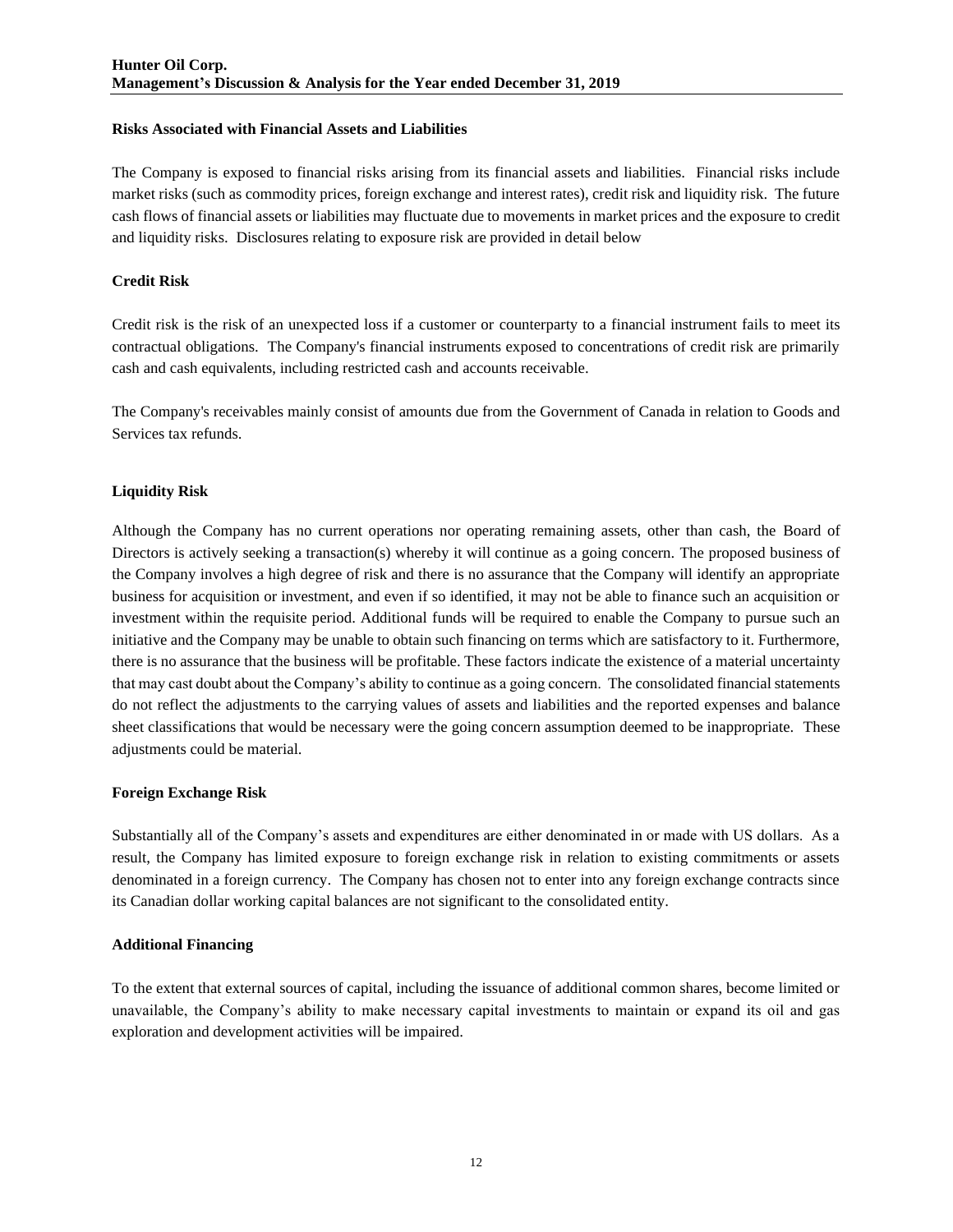### Risks Associated with Financial Assets and Liabilities

The Company is exposed to financial risks arising from its financial assets and liabilities. Financial risks include market risks (such as commodity prices, foreign exchange and interest rates), credit risk and liquidity risk. The future cash flows of financial assets or liabilities may fluctuate due to movements in market prices and the exposure to credit and liquidity risks. Disclosures relating to exposure risk are provided in detail below

### Credit Risk

Credit risk is the risk of an unexpected loss if a customer or counterparty to a financial instrument fails to meet its contractual obligations. The Company's financial instruments exposed to concentrations of credit risk are primarily cash and cash equivalents, including restricted cash and accounts receivable.

The Company's receivables mainly consist of amounts due from the Government of Canada in relation to Goods and Services tax refunds.

### Liquidity Risk

Although the Company has no current operations nor operating remaining assets, other than cash, the Board of Directors is actively seeking a transaction(s) whereby it will continue as a going concern. The proposed business of the Company involves a high degree of risk and there is no assurance that the Company will identify an appropriate business for acquisition or investment, and even if so identified, it may not be able to finance such an acquisition or investment within the requisite period. Additional funds will be required to enable the Company to pursue such an initiative and the Company may be unable to obtain such financing on terms which are satisfactory to it. Furthermore, there is no assurance that the business will be profitable. These factors indicate the existence of a material uncertainty that may cast doubt about the Company's ability to continue as a going concern. The consolidated financial statements do not reflect the adjustments to the carrying values of assets and liabilities and the reported expenses and balance sheet classifications that would be necessary were the going concern assumption deemed to be inappropriate. These adjustments could be material.

### Foreign Exchange Risk

Substantially all of the Company's assets and expenditures are either denominated in or made with US dollars. As a result, the Company has limited exposure to foreign exchange risk in relation to existing commitments or assets denominated in a foreign currency. The Company has chosen not to enter into any foreign exchange contracts since its Canadian dollar working capital balances are not significant to the consolidated entity.

### Additional Financing

To the extent that external sources of capital, including the issuance of additional common shares, become limited or unavailable, the Company's ability to make necessary capital investments to maintain or expand its oil and gas exploration and development activities will be impaired.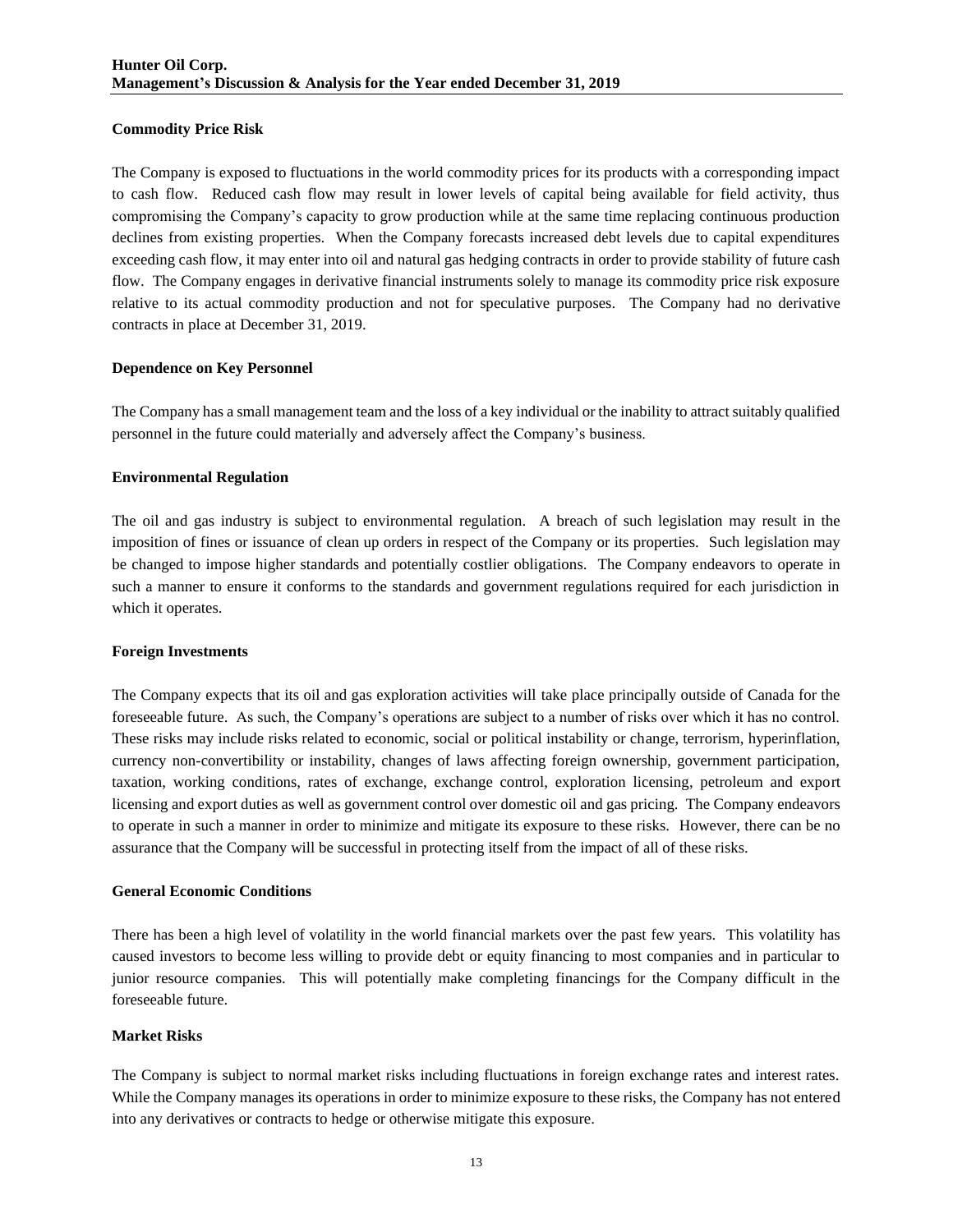### Commodity Price Risk

The Company is exposed to fluctuations in the world commodity prices for its products with a corresponding impact to cash flow. Reduced cash flow may result in lower levels of capital being available for field activity, thus compromising the Company's capacity to grow production while at the same time replacing continuous production declines from existing properties. When the Company forecasts increased debt levels due to capital expenditures exceeding cash flow, it may enter into oil and natural gas hedging contracts in order to provide stability of future cash flow. The Company engages in derivative financial instruments solely to manage its commodity price risk exposure relative to its actual commodity production and not for speculative purposes. The Company had no derivative contracts in place at December 31, 2019.

### Dependence on Key Personnel

The Company has a small management team and the loss of a key individual or the inability to attract suitably qualified personnel in the future could materially and adversely affect the Company's business.

### Environmental Regulation

The oil and gas industry is subject to environmental regulation. A breach of such legislation may result in the imposition of fines or issuance of clean up orders in respect of the Company or its properties. Such legislation may be changed to impose higher standards and potentially costlier obligations. The Company endeavors to operate in such a manner to ensure it conforms to the standards and government regulations required for each jurisdiction in which it operates.

### Foreign Investments

The Company expects that its oil and gas exploration activities will take place principally outside of Canada for the foreseeable future. As such, the Company's operations are subject to a number of risks over which it has no control. These risks may include risks related to economic, social or political instability or change, terrorism, hyperinflation, currency non-convertibility or instability, changes of laws affecting foreign ownership, government participation, taxation, working conditions, rates of exchange, exchange control, exploration licensing, petroleum and export licensing and export duties as well as government control over domestic oil and gas pricing. The Company endeavors to operate in such a manner in order to minimize and mitigate its exposure to these risks. However, there can be no assurance that the Company will be successful in protecting itself from the impact of all of these risks.

### General Economic Conditions

There has been a high level of volatility in the world financial markets over the past few years. This volatility has caused investors to become less willing to provide debt or equity financing to most companies and in particular to junior resource companies. This will potentially make completing financings for the Company difficult in the foreseeable future.

### Market Risks

The Company is subject to normal market risks including fluctuations in foreign exchange rates and interest rates. While the Company manages its operations in order to minimize exposure to these risks, the Company has not entered into any derivatives or contracts to hedge or otherwise mitigate this exposure.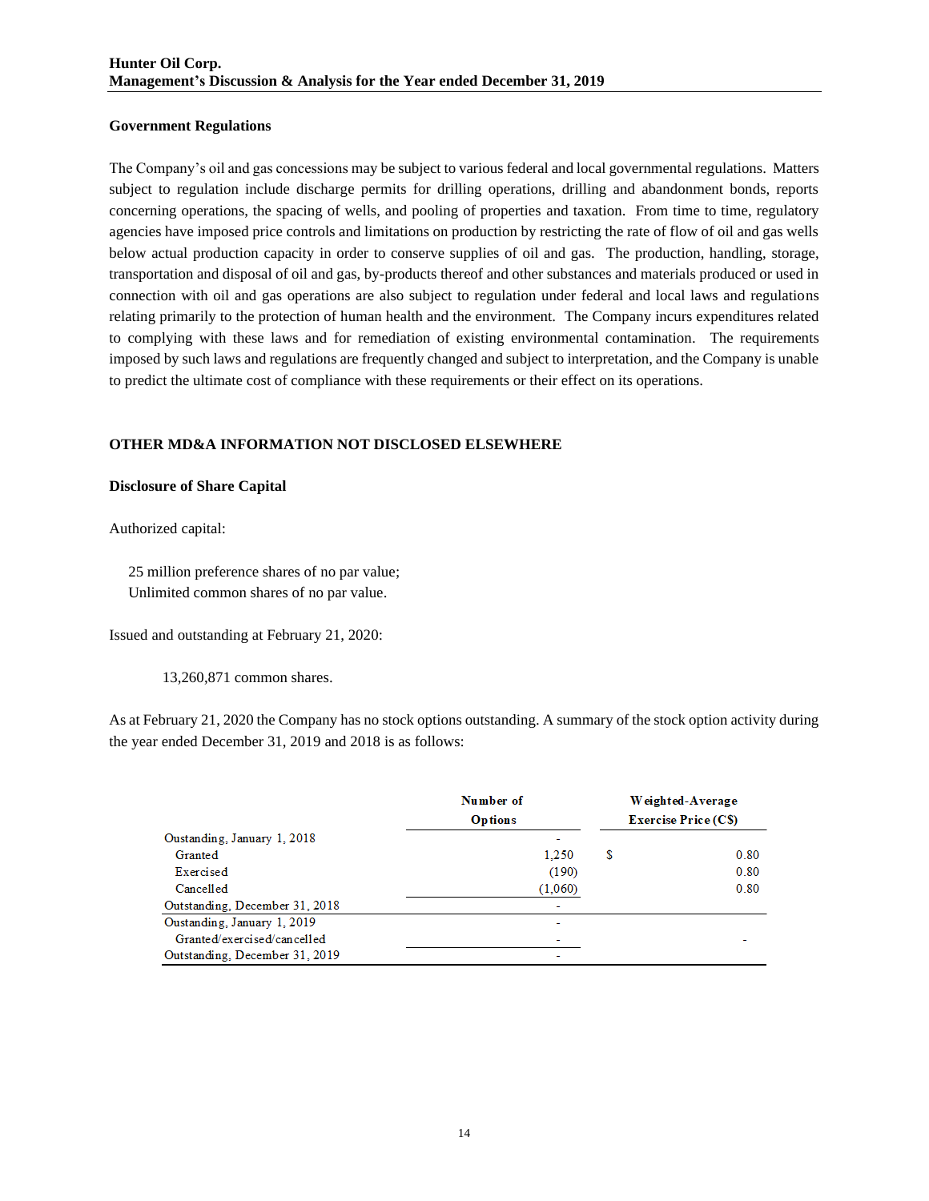### Government Regulations

The Company's oil and gas concessions may be subject to various federal and local governmental regulations. Matters subject to regulation include discharge permits for drilling operations, drilling and abandonment bonds, reports concerning operations, the spacing of wells, and pooling of properties and taxation. From time to time, regulatory agencies have imposed price controls and limitations on production by restricting the rate of flow of oil and gas wells below actual production capacity in order to conserve supplies of oil and gas. The production, handling, storage, transportation and disposal of oil and gas, by-products thereof and other substances and materials produced or used in connection with oil and gas operations are also subject to regulation under federal and local laws and regulations relating primarily to the protection of human health and the environment. The Company incurs expenditures related to complying with these laws and for remediation of existing environmental contamination. The requirements imposed by such laws and regulations are frequently changed and subject to interpretation, and the Company is unable to predict the ultimate cost of compliance with these requirements or their effect on its operations.

## OTHER MD&A INFORMATION NOT DISCLOSED ELSEWHERE

### Disclosure of Share Capital

Authorized capital:

25 million preference shares of no par value;
Unlimited common shares of no par value.

Issued and outstanding at February 21, 2020:

13,260,871 common shares.

As at February 21, 2020 the Company has no stock options outstanding. A summary of the stock option activity during the year ended December 31, 2019 and 2018 is as follows:

| | Number of Options | Weighted-Average Exercise Price (C$) |
|---|---|---|
| Oustanding, January 1, 2018 | - | |
| Granted | 1,250 | $ 0.80 |
| Exercised | (190) | 0.80 |
| Cancelled | (1,060) | 0.80 |
| Outstanding, December 31, 2018 | - | |
| Oustanding, January 1, 2019 | - | |
| Granted/exercised/cancelled | - | - |
| Outstanding, December 31, 2019 | - | |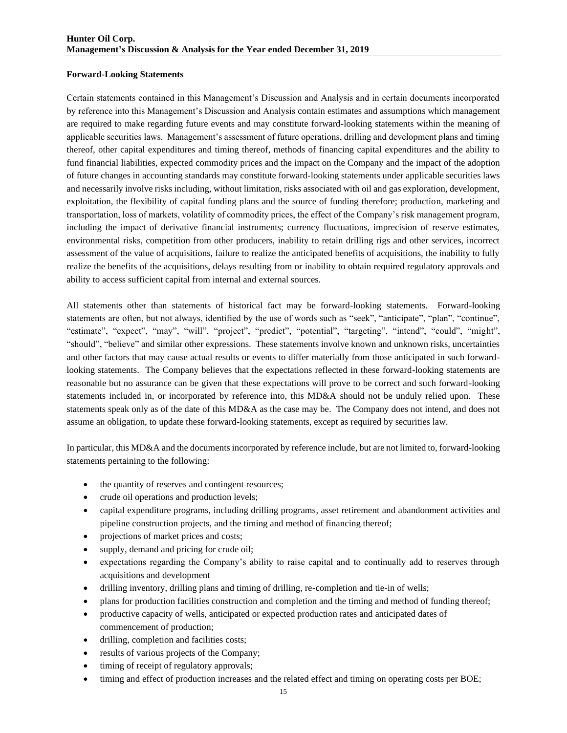### Forward-Looking Statements

Certain statements contained in this Management's Discussion and Analysis and in certain documents incorporated by reference into this Management's Discussion and Analysis contain estimates and assumptions which management are required to make regarding future events and may constitute forward-looking statements within the meaning of applicable securities laws. Management's assessment of future operations, drilling and development plans and timing thereof, other capital expenditures and timing thereof, methods of financing capital expenditures and the ability to fund financial liabilities, expected commodity prices and the impact on the Company and the impact of the adoption of future changes in accounting standards may constitute forward-looking statements under applicable securities laws and necessarily involve risks including, without limitation, risks associated with oil and gas exploration, development, exploitation, the flexibility of capital funding plans and the source of funding therefore; production, marketing and transportation, loss of markets, volatility of commodity prices, the effect of the Company's risk management program, including the impact of derivative financial instruments; currency fluctuations, imprecision of reserve estimates, environmental risks, competition from other producers, inability to retain drilling rigs and other services, incorrect assessment of the value of acquisitions, failure to realize the anticipated benefits of acquisitions, the inability to fully realize the benefits of the acquisitions, delays resulting from or inability to obtain required regulatory approvals and ability to access sufficient capital from internal and external sources.

All statements other than statements of historical fact may be forward-looking statements. Forward-looking statements are often, but not always, identified by the use of words such as "seek", "anticipate", "plan", "continue", "estimate", "expect", "may", "will", "project", "predict", "potential", "targeting", "intend", "could", "might", "should", "believe" and similar other expressions. These statements involve known and unknown risks, uncertainties and other factors that may cause actual results or events to differ materially from those anticipated in such forward-looking statements. The Company believes that the expectations reflected in these forward-looking statements are reasonable but no assurance can be given that these expectations will prove to be correct and such forward-looking statements included in, or incorporated by reference into, this MD&A should not be unduly relied upon. These statements speak only as of the date of this MD&A as the case may be. The Company does not intend, and does not assume an obligation, to update these forward-looking statements, except as required by securities law.

In particular, this MD&A and the documents incorporated by reference include, but are not limited to, forward-looking statements pertaining to the following:

- the quantity of reserves and contingent resources;
- crude oil operations and production levels;
- capital expenditure programs, including drilling programs, asset retirement and abandonment activities and pipeline construction projects, and the timing and method of financing thereof;
- projections of market prices and costs;
- supply, demand and pricing for crude oil;
- expectations regarding the Company's ability to raise capital and to continually add to reserves through acquisitions and development
- drilling inventory, drilling plans and timing of drilling, re-completion and tie-in of wells;
- plans for production facilities construction and completion and the timing and method of funding thereof;
- productive capacity of wells, anticipated or expected production rates and anticipated dates of commencement of production;
- drilling, completion and facilities costs;
- results of various projects of the Company;
- timing of receipt of regulatory approvals;
- timing and effect of production increases and the related effect and timing on operating costs per BOE;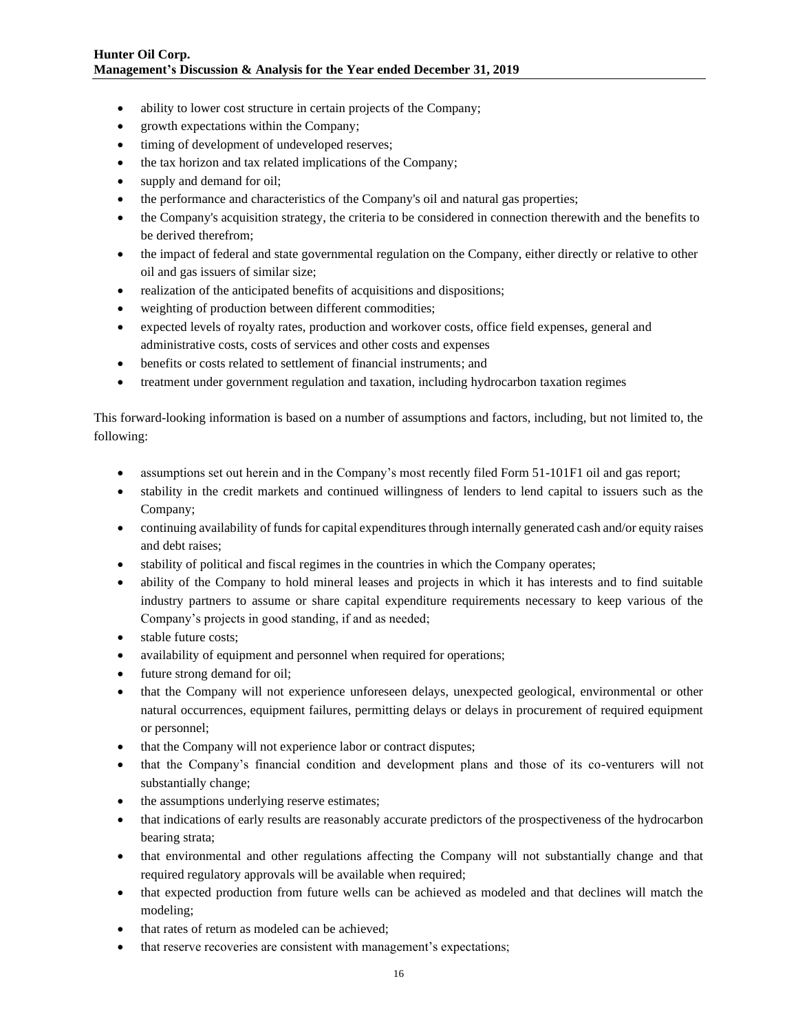- ability to lower cost structure in certain projects of the Company;
- growth expectations within the Company;
- timing of development of undeveloped reserves;
- the tax horizon and tax related implications of the Company;
- supply and demand for oil;
- the performance and characteristics of the Company's oil and natural gas properties;
- the Company's acquisition strategy, the criteria to be considered in connection therewith and the benefits to be derived therefrom;
- the impact of federal and state governmental regulation on the Company, either directly or relative to other oil and gas issuers of similar size;
- realization of the anticipated benefits of acquisitions and dispositions;
- weighting of production between different commodities;
- expected levels of royalty rates, production and workover costs, office field expenses, general and administrative costs, costs of services and other costs and expenses
- benefits or costs related to settlement of financial instruments; and
- treatment under government regulation and taxation, including hydrocarbon taxation regimes

This forward-looking information is based on a number of assumptions and factors, including, but not limited to, the following:

- assumptions set out herein and in the Company's most recently filed Form 51-101F1 oil and gas report;
- stability in the credit markets and continued willingness of lenders to lend capital to issuers such as the Company;
- continuing availability of funds for capital expenditures through internally generated cash and/or equity raises and debt raises;
- stability of political and fiscal regimes in the countries in which the Company operates;
- ability of the Company to hold mineral leases and projects in which it has interests and to find suitable industry partners to assume or share capital expenditure requirements necessary to keep various of the Company's projects in good standing, if and as needed;
- stable future costs;
- availability of equipment and personnel when required for operations;
- future strong demand for oil;
- that the Company will not experience unforeseen delays, unexpected geological, environmental or other natural occurrences, equipment failures, permitting delays or delays in procurement of required equipment or personnel;
- that the Company will not experience labor or contract disputes;
- that the Company's financial condition and development plans and those of its co-venturers will not substantially change;
- the assumptions underlying reserve estimates;
- that indications of early results are reasonably accurate predictors of the prospectiveness of the hydrocarbon bearing strata;
- that environmental and other regulations affecting the Company will not substantially change and that required regulatory approvals will be available when required;
- that expected production from future wells can be achieved as modeled and that declines will match the modeling;
- that rates of return as modeled can be achieved;
- that reserve recoveries are consistent with management's expectations;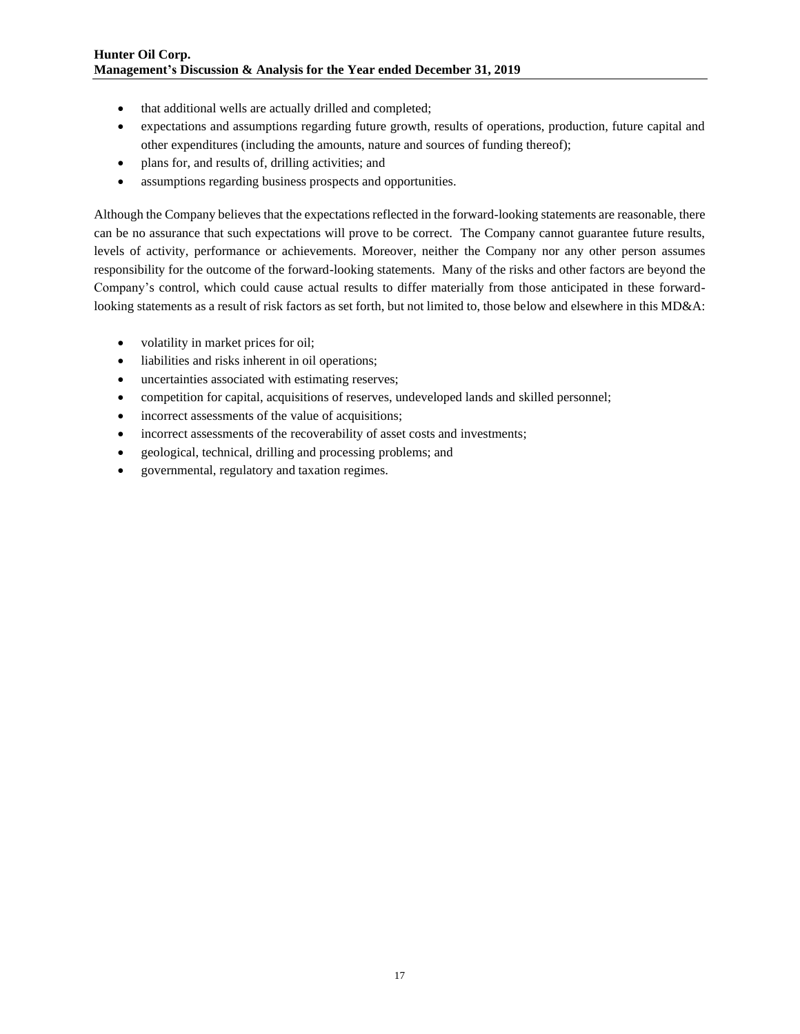- that additional wells are actually drilled and completed;
- expectations and assumptions regarding future growth, results of operations, production, future capital and other expenditures (including the amounts, nature and sources of funding thereof);
- plans for, and results of, drilling activities; and
- assumptions regarding business prospects and opportunities.

Although the Company believes that the expectations reflected in the forward-looking statements are reasonable, there can be no assurance that such expectations will prove to be correct. The Company cannot guarantee future results, levels of activity, performance or achievements. Moreover, neither the Company nor any other person assumes responsibility for the outcome of the forward-looking statements. Many of the risks and other factors are beyond the Company's control, which could cause actual results to differ materially from those anticipated in these forward-looking statements as a result of risk factors as set forth, but not limited to, those below and elsewhere in this MD&A:

- volatility in market prices for oil;
- liabilities and risks inherent in oil operations;
- uncertainties associated with estimating reserves;
- competition for capital, acquisitions of reserves, undeveloped lands and skilled personnel;
- incorrect assessments of the value of acquisitions;
- incorrect assessments of the recoverability of asset costs and investments;
- geological, technical, drilling and processing problems; and
- governmental, regulatory and taxation regimes.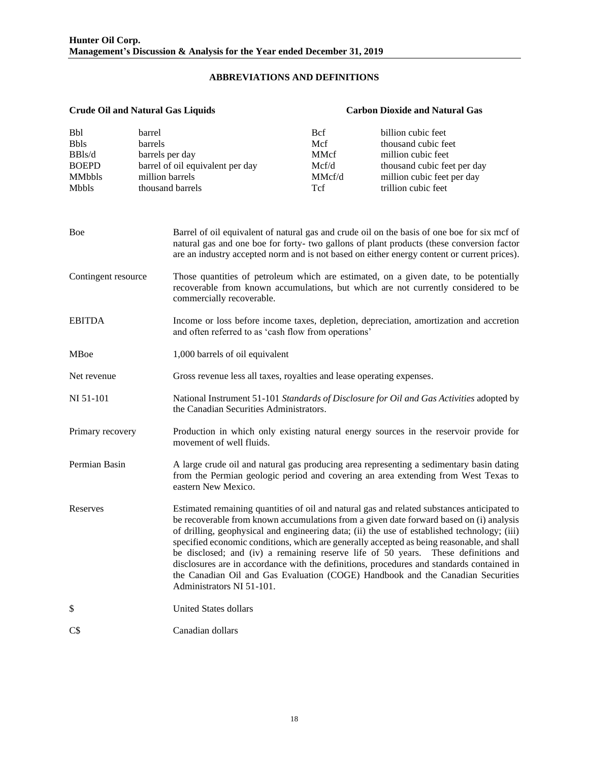## ABBREVIATIONS AND DEFINITIONS

| Crude Oil and Natural Gas Liquids | | Carbon Dioxide and Natural Gas | |
|---|---|---|---|
| Bbl | barrel | Bcf | billion cubic feet |
| Bbls | barrels | Mcf | thousand cubic feet |
| BBls/d | barrels per day | MMcf | million cubic feet |
| BOEPD | barrel of oil equivalent per day | Mcf/d | thousand cubic feet per day |
| MMbbls | million barrels | MMcf/d | million cubic feet per day |
| Mbbls | thousand barrels | Tcf | trillion cubic feet |

| | |
|---|---|
| Boe | Barrel of oil equivalent of natural gas and crude oil on the basis of one boe for six mcf of natural gas and one boe for forty- two gallons of plant products (these conversion factor are an industry accepted norm and is not based on either energy content or current prices). |
| Contingent resource | Those quantities of petroleum which are estimated, on a given date, to be potentially recoverable from known accumulations, but which are not currently considered to be commercially recoverable. |
| EBITDA | Income or loss before income taxes, depletion, depreciation, amortization and accretion and often referred to as 'cash flow from operations' |
| MBoe | 1,000 barrels of oil equivalent |
| Net revenue | Gross revenue less all taxes, royalties and lease operating expenses. |
| NI 51-101 | National Instrument 51-101 *Standards of Disclosure for Oil and Gas Activities* adopted by the Canadian Securities Administrators. |
| Primary recovery | Production in which only existing natural energy sources in the reservoir provide for movement of well fluids. |
| Permian Basin | A large crude oil and natural gas producing area representing a sedimentary basin dating from the Permian geologic period and covering an area extending from West Texas to eastern New Mexico. |
| Reserves | Estimated remaining quantities of oil and natural gas and related substances anticipated to be recoverable from known accumulations from a given date forward based on (i) analysis of drilling, geophysical and engineering data; (ii) the use of established technology; (iii) specified economic conditions, which are generally accepted as being reasonable, and shall be disclosed; and (iv) a remaining reserve life of 50 years. These definitions and disclosures are in accordance with the definitions, procedures and standards contained in the Canadian Oil and Gas Evaluation (COGE) Handbook and the Canadian Securities Administrators NI 51-101. |
| $ | United States dollars |
| C$ | Canadian dollars |